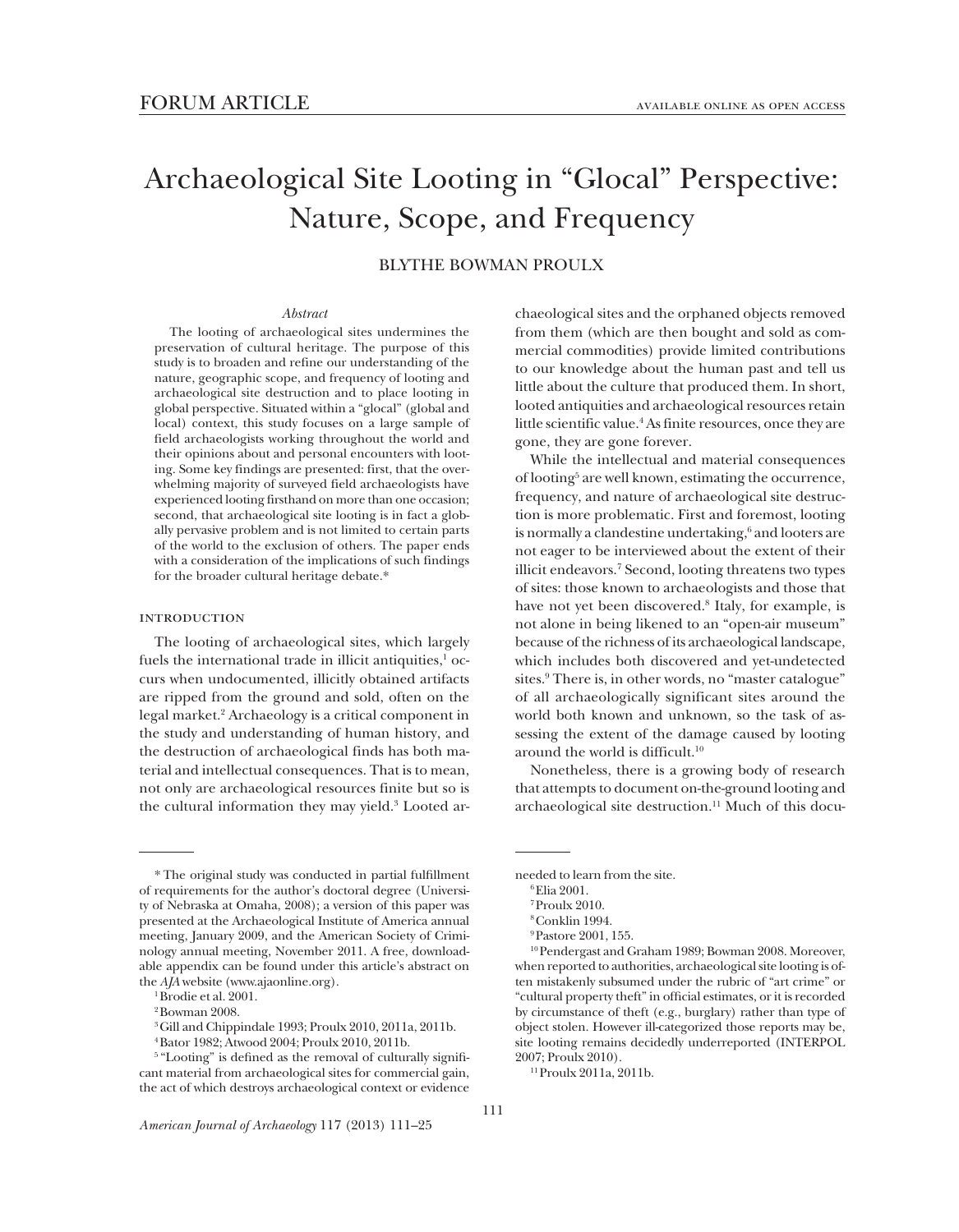FORUM ARTICLE

AVAILABLE ONLINE AS OPEN ACCESS

# Archaeological Site Looting in "Glocal" Perspective: Nature, Scope, and Frequency

BLYTHE BOWMAN PROULX

*Abstract*

The looting of archaeological sites undermines the preservation of cultural heritage. The purpose of this study is to broaden and refine our understanding of the nature, geographic scope, and frequency of looting and archaeological site destruction and to place looting in global perspective. Situated within a "glocal" (global and local) context, this study focuses on a large sample of field archaeologists working throughout the world and their opinions about and personal encounters with looting. Some key findings are presented: first, that the overwhelming majority of surveyed field archaeologists have experienced looting firsthand on more than one occasion; second, that archaeological site looting is in fact a globally pervasive problem and is not limited to certain parts of the world to the exclusion of others. The paper ends with a consideration of the implications of such findings for the broader cultural heritage debate.*

## INTRODUCTION

The looting of archaeological sites, which largely fuels the international trade in illicit antiquities,[1] occurs when undocumented, illicitly obtained artifacts are ripped from the ground and sold, often on the legal market.[2] Archaeology is a critical component in the study and understanding of human history, and the destruction of archaeological finds has both material and intellectual consequences. That is to mean, not only are archaeological resources finite but so is the cultural information they may yield.[3] Looted archaeological sites and the orphaned objects removed from them (which are then bought and sold as commercial commodities) provide limited contributions to our knowledge about the human past and tell us little about the culture that produced them. In short, looted antiquities and archaeological resources retain little scientific value.[4] As finite resources, once they are gone, they are gone forever.

While the intellectual and material consequences of looting[5] are well known, estimating the occurrence, frequency, and nature of archaeological site destruction is more problematic. First and foremost, looting is normally a clandestine undertaking,[6] and looters are not eager to be interviewed about the extent of their illicit endeavors.[7] Second, looting threatens two types of sites: those known to archaeologists and those that have not yet been discovered.[8] Italy, for example, is not alone in being likened to an "open-air museum" because of the richness of its archaeological landscape, which includes both discovered and yet-undetected sites.[9] There is, in other words, no "master catalogue" of all archaeologically significant sites around the world both known and unknown, so the task of assessing the extent of the damage caused by looting around the world is difficult.[10]

Nonetheless, there is a growing body of research that attempts to document on-the-ground looting and archaeological site destruction.[11] Much of this docu-

---

\* The original study was conducted in partial fulfillment of requirements for the author's doctoral degree (University of Nebraska at Omaha, 2008); a version of this paper was presented at the Archaeological Institute of America annual meeting, January 2009, and the American Society of Criminology annual meeting, November 2011. A free, downloadable appendix can be found under this article's abstract on the *AJA* website (www.ajaonline.org).

[1] Brodie et al. 2001.

[2] Bowman 2008.

[3] Gill and Chippindale 1993; Proulx 2010, 2011a, 2011b.

[4] Bator 1982; Atwood 2004; Proulx 2010, 2011b.

[5] "Looting" is defined as the removal of culturally significant material from archaeological sites for commercial gain, the act of which destroys archaeological context or evidence needed to learn from the site.

[6] Elia 2001.

[7] Proulx 2010.

[8] Conklin 1994.

[9] Pastore 2001, 155.

[10] Pendergast and Graham 1989; Bowman 2008. Moreover, when reported to authorities, archaeological site looting is often mistakenly subsumed under the rubric of "art crime" or "cultural property theft" in official estimates, or it is recorded by circumstance of theft (e.g., burglary) rather than type of object stolen. However ill-categorized those reports may be, site looting remains decidedly underreported (INTERPOL 2007; Proulx 2010).

[11] Proulx 2011a, 2011b.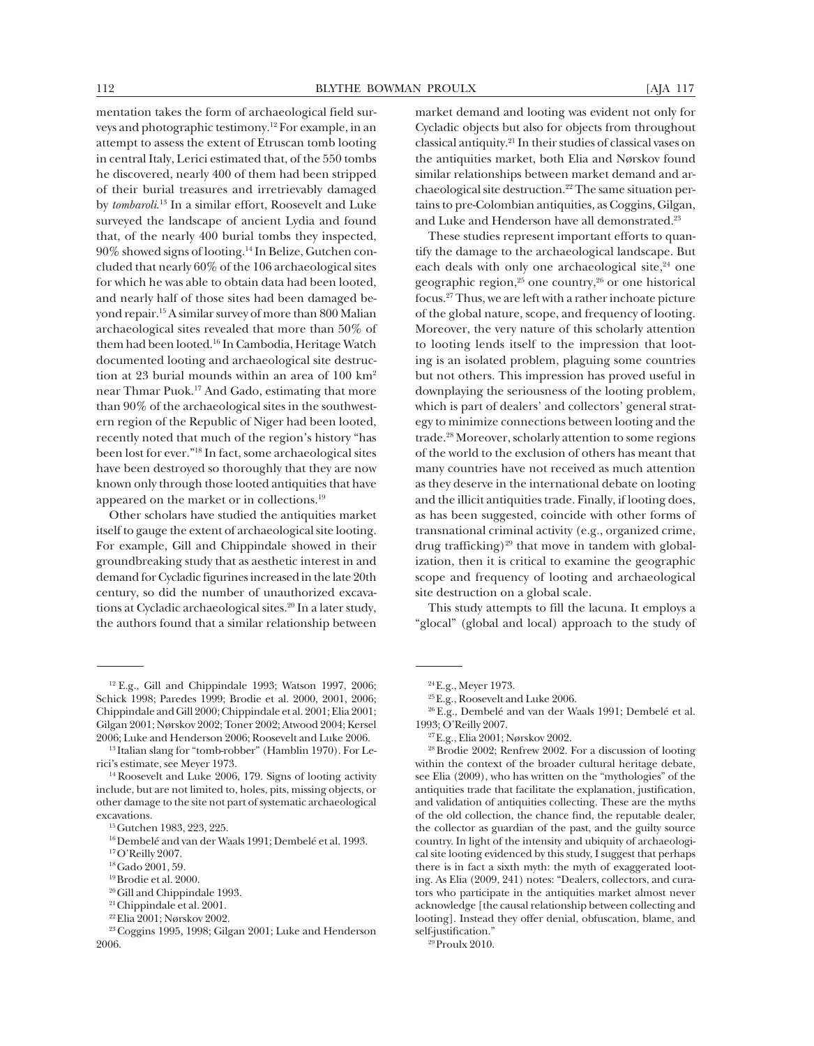mentation takes the form of archaeological field surveys and photographic testimony.[12] For example, in an attempt to assess the extent of Etruscan tomb looting in central Italy, Lerici estimated that, of the 550 tombs he discovered, nearly 400 of them had been stripped of their burial treasures and irretrievably damaged by *tombaroli*.[13] In a similar effort, Roosevelt and Luke surveyed the landscape of ancient Lydia and found that, of the nearly 400 burial tombs they inspected, 90% showed signs of looting.[14] In Belize, Gutchen concluded that nearly 60% of the 106 archaeological sites for which he was able to obtain data had been looted, and nearly half of those sites had been damaged beyond repair.[15] A similar survey of more than 800 Malian archaeological sites revealed that more than 50% of them had been looted.[16] In Cambodia, Heritage Watch documented looting and archaeological site destruction at 23 burial mounds within an area of 100 km$^2$ near Thmar Puok.[17] And Gado, estimating that more than 90% of the archaeological sites in the southwestern region of the Republic of Niger had been looted, recently noted that much of the region's history "has been lost for ever."[18] In fact, some archaeological sites have been destroyed so thoroughly that they are now known only through those looted antiquities that have appeared on the market or in collections.[19]

Other scholars have studied the antiquities market itself to gauge the extent of archaeological site looting. For example, Gill and Chippindale showed in their groundbreaking study that as aesthetic interest in and demand for Cycladic figurines increased in the late 20th century, so did the number of unauthorized excavations at Cycladic archaeological sites.[20] In a later study, the authors found that a similar relationship between market demand and looting was evident not only for Cycladic objects but also for objects from throughout classical antiquity.[21] In their studies of classical vases on the antiquities market, both Elia and Nørskov found similar relationships between market demand and archaeological site destruction.[22] The same situation pertains to pre-Colombian antiquities, as Coggins, Gilgan, and Luke and Henderson have all demonstrated.[23]

These studies represent important efforts to quantify the damage to the archaeological landscape. But each deals with only one archaeological site,[24] one geographic region,[25] one country,[26] or one historical focus.[27] Thus, we are left with a rather inchoate picture of the global nature, scope, and frequency of looting. Moreover, the very nature of this scholarly attention to looting lends itself to the impression that looting is an isolated problem, plaguing some countries but not others. This impression has proved useful in downplaying the seriousness of the looting problem, which is part of dealers' and collectors' general strategy to minimize connections between looting and the trade.[28] Moreover, scholarly attention to some regions of the world to the exclusion of others has meant that many countries have not received as much attention as they deserve in the international debate on looting and the illicit antiquities trade. Finally, if looting does, as has been suggested, coincide with other forms of transnational criminal activity (e.g., organized crime, drug trafficking)[29] that move in tandem with globalization, then it is critical to examine the geographic scope and frequency of looting and archaeological site destruction on a global scale.

This study attempts to fill the lacuna. It employs a "glocal" (global and local) approach to the study of

---

[12] E.g., Gill and Chippindale 1993; Watson 1997, 2006; Schick 1998; Paredes 1999; Brodie et al. 2000, 2001, 2006; Chippindale and Gill 2000; Chippindale et al. 2001; Elia 2001; Gilgan 2001; Nørskov 2002; Toner 2002; Atwood 2004; Kersel 2006; Luke and Henderson 2006; Roosevelt and Luke 2006.

[13] Italian slang for "tomb-robber" (Hamblin 1970). For Lerici's estimate, see Meyer 1973.

[14] Roosevelt and Luke 2006, 179. Signs of looting activity include, but are not limited to, holes, pits, missing objects, or other damage to the site not part of systematic archaeological excavations.

[15] Gutchen 1983, 223, 225.

[16] Dembelé and van der Waals 1991; Dembelé et al. 1993.

[17] O'Reilly 2007.

[18] Gado 2001, 59.

[19] Brodie et al. 2000.

[20] Gill and Chippindale 1993.

[21] Chippindale et al. 2001.

[22] Elia 2001; Nørskov 2002.

[23] Coggins 1995, 1998; Gilgan 2001; Luke and Henderson 2006.

[24] E.g., Meyer 1973.

[25] E.g., Roosevelt and Luke 2006.

[26] E.g., Dembelé and van der Waals 1991; Dembelé et al. 1993; O'Reilly 2007.

[27] E.g., Elia 2001; Nørskov 2002.

[28] Brodie 2002; Renfrew 2002. For a discussion of looting within the context of the broader cultural heritage debate, see Elia (2009), who has written on the "mythologies" of the antiquities trade that facilitate the explanation, justification, and validation of antiquities collecting. These are the myths of the old collection, the chance find, the reputable dealer, the collector as guardian of the past, and the guilty source country. In light of the intensity and ubiquity of archaeological site looting evidenced by this study, I suggest that perhaps there is in fact a sixth myth: the myth of exaggerated looting. As Elia (2009, 241) notes: "Dealers, collectors, and curators who participate in the antiquities market almost never acknowledge [the causal relationship between collecting and looting]. Instead they offer denial, obfuscation, blame, and self-justification."

[29] Proulx 2010.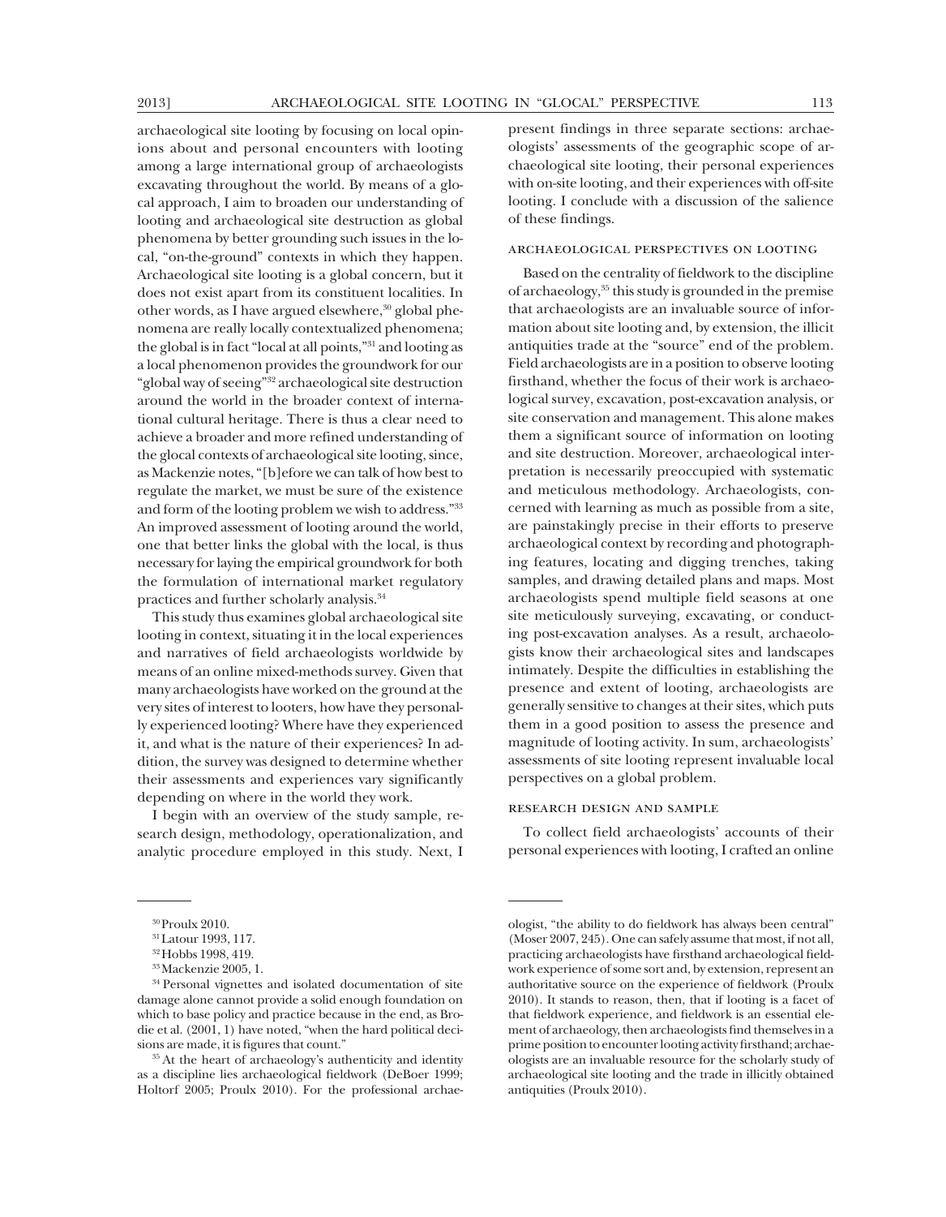archaeological site looting by focusing on local opinions about and personal encounters with looting among a large international group of archaeologists excavating throughout the world. By means of a glocal approach, I aim to broaden our understanding of looting and archaeological site destruction as global phenomena by better grounding such issues in the local, "on-the-ground" contexts in which they happen. Archaeological site looting is a global concern, but it does not exist apart from its constituent localities. In other words, as I have argued elsewhere,[30] global phenomena are really locally contextualized phenomena; the global is in fact "local at all points,"[31] and looting as a local phenomenon provides the groundwork for our "global way of seeing"[32] archaeological site destruction around the world in the broader context of international cultural heritage. There is thus a clear need to achieve a broader and more refined understanding of the glocal contexts of archaeological site looting, since, as Mackenzie notes, "[b]efore we can talk of how best to regulate the market, we must be sure of the existence and form of the looting problem we wish to address."[33] An improved assessment of looting around the world, one that better links the global with the local, is thus necessary for laying the empirical groundwork for both the formulation of international market regulatory practices and further scholarly analysis.[34]

This study thus examines global archaeological site looting in context, situating it in the local experiences and narratives of field archaeologists worldwide by means of an online mixed-methods survey. Given that many archaeologists have worked on the ground at the very sites of interest to looters, how have they personally experienced looting? Where have they experienced it, and what is the nature of their experiences? In addition, the survey was designed to determine whether their assessments and experiences vary significantly depending on where in the world they work.

I begin with an overview of the study sample, research design, methodology, operationalization, and analytic procedure employed in this study. Next, I present findings in three separate sections: archaeologists' assessments of the geographic scope of archaeological site looting, their personal experiences with on-site looting, and their experiences with off-site looting. I conclude with a discussion of the salience of these findings.

## ARCHAEOLOGICAL PERSPECTIVES ON LOOTING

Based on the centrality of fieldwork to the discipline of archaeology,[35] this study is grounded in the premise that archaeologists are an invaluable source of information about site looting and, by extension, the illicit antiquities trade at the "source" end of the problem. Field archaeologists are in a position to observe looting firsthand, whether the focus of their work is archaeological survey, excavation, post-excavation analysis, or site conservation and management. This alone makes them a significant source of information on looting and site destruction. Moreover, archaeological interpretation is necessarily preoccupied with systematic and meticulous methodology. Archaeologists, concerned with learning as much as possible from a site, are painstakingly precise in their efforts to preserve archaeological context by recording and photographing features, locating and digging trenches, taking samples, and drawing detailed plans and maps. Most archaeologists spend multiple field seasons at one site meticulously surveying, excavating, or conducting post-excavation analyses. As a result, archaeologists know their archaeological sites and landscapes intimately. Despite the difficulties in establishing the presence and extent of looting, archaeologists are generally sensitive to changes at their sites, which puts them in a good position to assess the presence and magnitude of looting activity. In sum, archaeologists' assessments of site looting represent invaluable local perspectives on a global problem.

## RESEARCH DESIGN AND SAMPLE

To collect field archaeologists' accounts of their personal experiences with looting, I crafted an online

---

[30] Proulx 2010.

[31] Latour 1993, 117.

[32] Hobbs 1998, 419.

[33] Mackenzie 2005, 1.

[34] Personal vignettes and isolated documentation of site damage alone cannot provide a solid enough foundation on which to base policy and practice because in the end, as Brodie et al. (2001, 1) have noted, "when the hard political decisions are made, it is figures that count."

[35] At the heart of archaeology's authenticity and identity as a discipline lies archaeological fieldwork (DeBoer 1999; Holtorf 2005; Proulx 2010). For the professional archaeologist, "the ability to do fieldwork has always been central" (Moser 2007, 245). One can safely assume that most, if not all, practicing archaeologists have firsthand archaeological fieldwork experience of some sort and, by extension, represent an authoritative source on the experience of fieldwork (Proulx 2010). It stands to reason, then, that if looting is a facet of that fieldwork experience, and fieldwork is an essential element of archaeology, then archaeologists find themselves in a prime position to encounter looting activity firsthand; archaeologists are an invaluable resource for the scholarly study of archaeological site looting and the trade in illicitly obtained antiquities (Proulx 2010).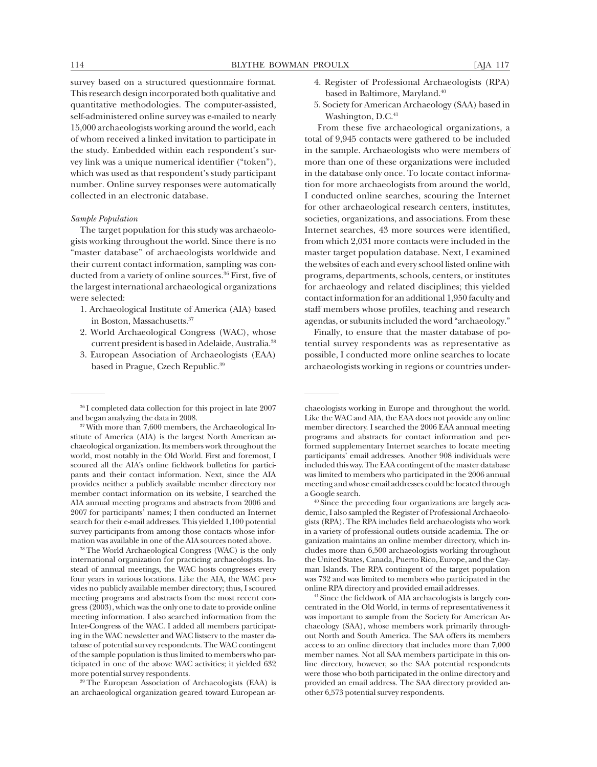survey based on a structured questionnaire format. This research design incorporated both qualitative and quantitative methodologies. The computer-assisted, self-administered online survey was e-mailed to nearly 15,000 archaeologists working around the world, each of whom received a linked invitation to participate in the study. Embedded within each respondent's survey link was a unique numerical identifier ("token"), which was used as that respondent's study participant number. Online survey responses were automatically collected in an electronic database.

*Sample Population*

The target population for this study was archaeologists working throughout the world. Since there is no "master database" of archaeologists worldwide and their current contact information, sampling was conducted from a variety of online sources.[36] First, five of the largest international archaeological organizations were selected:

1. Archaeological Institute of America (AIA) based in Boston, Massachusetts.[37]
2. World Archaeological Congress (WAC), whose current president is based in Adelaide, Australia.[38]
3. European Association of Archaeologists (EAA) based in Prague, Czech Republic.[39]
4. Register of Professional Archaeologists (RPA) based in Baltimore, Maryland.[40]
5. Society for American Archaeology (SAA) based in Washington, D.C.[41]

From these five archaeological organizations, a total of 9,945 contacts were gathered to be included in the sample. Archaeologists who were members of more than one of these organizations were included in the database only once. To locate contact information for more archaeologists from around the world, I conducted online searches, scouring the Internet for other archaeological research centers, institutes, societies, organizations, and associations. From these Internet searches, 43 more sources were identified, from which 2,031 more contacts were included in the master target population database. Next, I examined the websites of each and every school listed online with programs, departments, schools, centers, or institutes for archaeology and related disciplines; this yielded contact information for an additional 1,950 faculty and staff members whose profiles, teaching and research agendas, or subunits included the word "archaeology."

Finally, to ensure that the master database of potential survey respondents was as representative as possible, I conducted more online searches to locate archaeologists working in regions or countries under-

---

[36] I completed data collection for this project in late 2007 and began analyzing the data in 2008.

[37] With more than 7,600 members, the Archaeological Institute of America (AIA) is the largest North American archaeological organization. Its members work throughout the world, most notably in the Old World. First and foremost, I scoured all the AIA's online fieldwork bulletins for participants and their contact information. Next, since the AIA provides neither a publicly available member directory nor member contact information on its website, I searched the AIA annual meeting programs and abstracts from 2006 and 2007 for participants' names; I then conducted an Internet search for their e-mail addresses. This yielded 1,100 potential survey participants from among those contacts whose information was available in one of the AIA sources noted above.

[38] The World Archaeological Congress (WAC) is the only international organization for practicing archaeologists. Instead of annual meetings, the WAC hosts congresses every four years in various locations. Like the AIA, the WAC provides no publicly available member directory; thus, I scoured meeting programs and abstracts from the most recent congress (2003), which was the only one to date to provide online meeting information. I also searched information from the Inter-Congress of the WAC. I added all members participating in the WAC newsletter and WAC listserv to the master database of potential survey respondents. The WAC contingent of the sample population is thus limited to members who participated in one of the above WAC activities; it yielded 632 more potential survey respondents.

[39] The European Association of Archaeologists (EAA) is an archaeological organization geared toward European archaeologists working in Europe and throughout the world. Like the WAC and AIA, the EAA does not provide any online member directory. I searched the 2006 EAA annual meeting programs and abstracts for contact information and performed supplementary Internet searches to locate meeting participants' email addresses. Another 908 individuals were included this way. The EAA contingent of the master database was limited to members who participated in the 2006 annual meeting and whose email addresses could be located through a Google search.

[40] Since the preceding four organizations are largely academic, I also sampled the Register of Professional Archaeologists (RPA). The RPA includes field archaeologists who work in a variety of professional outlets outside academia. The organization maintains an online member directory, which includes more than 6,500 archaeologists working throughout the United States, Canada, Puerto Rico, Europe, and the Cayman Islands. The RPA contingent of the target population was 732 and was limited to members who participated in the online RPA directory and provided email addresses.

[41] Since the fieldwork of AIA archaeologists is largely concentrated in the Old World, in terms of representativeness it was important to sample from the Society for American Archaeology (SAA), whose members work primarily throughout North and South America. The SAA offers its members access to an online directory that includes more than 7,000 member names. Not all SAA members participate in this online directory, however, so the SAA potential respondents were those who both participated in the online directory and provided an email address. The SAA directory provided another 6,573 potential survey respondents.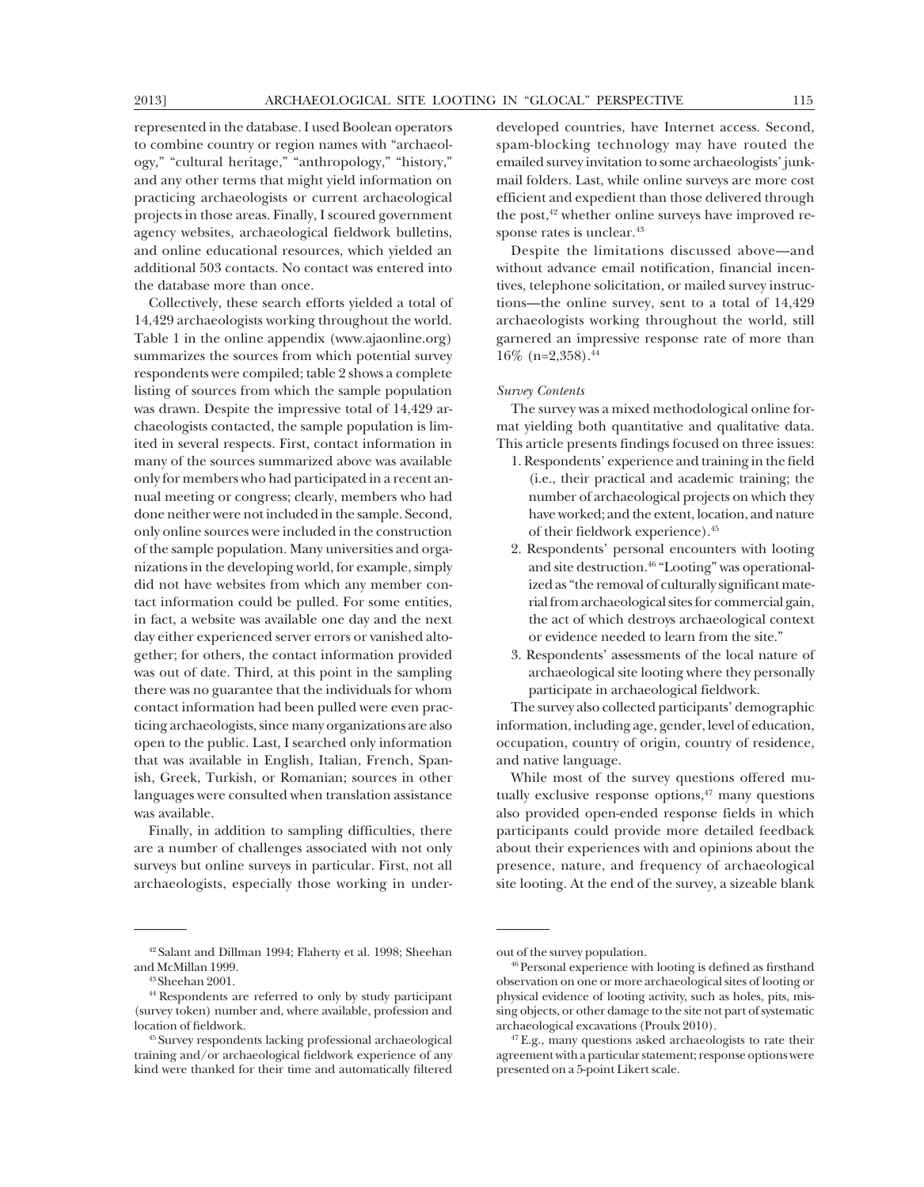represented in the database. I used Boolean operators to combine country or region names with "archaeology," "cultural heritage," "anthropology," "history," and any other terms that might yield information on practicing archaeologists or current archaeological projects in those areas. Finally, I scoured government agency websites, archaeological fieldwork bulletins, and online educational resources, which yielded an additional 503 contacts. No contact was entered into the database more than once.

Collectively, these search efforts yielded a total of 14,429 archaeologists working throughout the world. Table 1 in the online appendix (www.ajaonline.org) summarizes the sources from which potential survey respondents were compiled; table 2 shows a complete listing of sources from which the sample population was drawn. Despite the impressive total of 14,429 archaeologists contacted, the sample population is limited in several respects. First, contact information in many of the sources summarized above was available only for members who had participated in a recent annual meeting or congress; clearly, members who had done neither were not included in the sample. Second, only online sources were included in the construction of the sample population. Many universities and organizations in the developing world, for example, simply did not have websites from which any member contact information could be pulled. For some entities, in fact, a website was available one day and the next day either experienced server errors or vanished altogether; for others, the contact information provided was out of date. Third, at this point in the sampling there was no guarantee that the individuals for whom contact information had been pulled were even practicing archaeologists, since many organizations are also open to the public. Last, I searched only information that was available in English, Italian, French, Spanish, Greek, Turkish, or Romanian; sources in other languages were consulted when translation assistance was available.

Finally, in addition to sampling difficulties, there are a number of challenges associated with not only surveys but online surveys in particular. First, not all archaeologists, especially those working in underdeveloped countries, have Internet access. Second, spam-blocking technology may have routed the emailed survey invitation to some archaeologists' junk-mail folders. Last, while online surveys are more cost efficient and expedient than those delivered through the post,[42] whether online surveys have improved response rates is unclear.[43]

Despite the limitations discussed above—and without advance email notification, financial incentives, telephone solicitation, or mailed survey instructions—the online survey, sent to a total of 14,429 archaeologists working throughout the world, still garnered an impressive response rate of more than 16% (n=2,358).[44]

*Survey Contents*

The survey was a mixed methodological online format yielding both quantitative and qualitative data. This article presents findings focused on three issues:

1. Respondents' experience and training in the field (i.e., their practical and academic training; the number of archaeological projects on which they have worked; and the extent, location, and nature of their fieldwork experience).[45]
2. Respondents' personal encounters with looting and site destruction.[46] "Looting" was operationalized as "the removal of culturally significant material from archaeological sites for commercial gain, the act of which destroys archaeological context or evidence needed to learn from the site."
3. Respondents' assessments of the local nature of archaeological site looting where they personally participate in archaeological fieldwork.

The survey also collected participants' demographic information, including age, gender, level of education, occupation, country of origin, country of residence, and native language.

While most of the survey questions offered mutually exclusive response options,[47] many questions also provided open-ended response fields in which participants could provide more detailed feedback about their experiences with and opinions about the presence, nature, and frequency of archaeological site looting. At the end of the survey, a sizeable blank

---

[42] Salant and Dillman 1994; Flaherty et al. 1998; Sheehan and McMillan 1999.

[43] Sheehan 2001.

[44] Respondents are referred to only by study participant (survey token) number and, where available, profession and location of fieldwork.

[45] Survey respondents lacking professional archaeological training and/or archaeological fieldwork experience of any kind were thanked for their time and automatically filtered out of the survey population.

[46] Personal experience with looting is defined as firsthand observation on one or more archaeological sites of looting or physical evidence of looting activity, such as holes, pits, missing objects, or other damage to the site not part of systematic archaeological excavations (Proulx 2010).

[47] E.g., many questions asked archaeologists to rate their agreement with a particular statement; response options were presented on a 5-point Likert scale.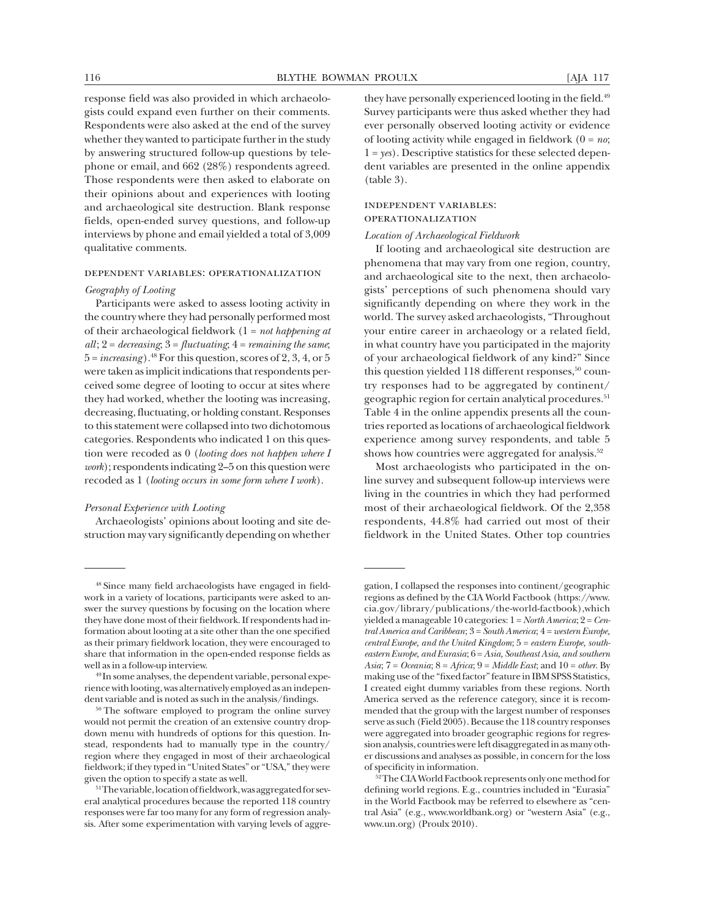response field was also provided in which archaeologists could expand even further on their comments. Respondents were also asked at the end of the survey whether they wanted to participate further in the study by answering structured follow-up questions by telephone or email, and 662 (28%) respondents agreed. Those respondents were then asked to elaborate on their opinions about and experiences with looting and archaeological site destruction. Blank response fields, open-ended survey questions, and follow-up interviews by phone and email yielded a total of 3,009 qualitative comments.

### DEPENDENT VARIABLES: OPERATIONALIZATION

#### *Geography of Looting*

Participants were asked to assess looting activity in the country where they had personally performed most of their archaeological fieldwork (1 = *not happening at all*; 2 = *decreasing*; 3 = *fluctuating*; 4 = *remaining the same*; 5 = *increasing*).[48] For this question, scores of 2, 3, 4, or 5 were taken as implicit indications that respondents perceived some degree of looting to occur at sites where they had worked, whether the looting was increasing, decreasing, fluctuating, or holding constant. Responses to this statement were collapsed into two dichotomous categories. Respondents who indicated 1 on this question were recoded as 0 (*looting does not happen where I work*); respondents indicating 2–5 on this question were recoded as 1 (*looting occurs in some form where I work*).

#### *Personal Experience with Looting*

Archaeologists' opinions about looting and site destruction may vary significantly depending on whether they have personally experienced looting in the field.[49] Survey participants were thus asked whether they had ever personally observed looting activity or evidence of looting activity while engaged in fieldwork (0 = *no*; 1 = *yes*). Descriptive statistics for these selected dependent variables are presented in the online appendix (table 3).

### INDEPENDENT VARIABLES: OPERATIONALIZATION

#### *Location of Archaeological Fieldwork*

If looting and archaeological site destruction are phenomena that may vary from one region, country, and archaeological site to the next, then archaeologists' perceptions of such phenomena should vary significantly depending on where they work in the world. The survey asked archaeologists, "Throughout your entire career in archaeology or a related field, in what country have you participated in the majority of your archaeological fieldwork of any kind?" Since this question yielded 118 different responses,[50] country responses had to be aggregated by continent/geographic region for certain analytical procedures.[51] Table 4 in the online appendix presents all the countries reported as locations of archaeological fieldwork experience among survey respondents, and table 5 shows how countries were aggregated for analysis.[52]

Most archaeologists who participated in the online survey and subsequent follow-up interviews were living in the countries in which they had performed most of their archaeological fieldwork. Of the 2,358 respondents, 44.8% had carried out most of their fieldwork in the United States. Other top countries

---

[48] Since many field archaeologists have engaged in fieldwork in a variety of locations, participants were asked to answer the survey questions by focusing on the location where they have done most of their fieldwork. If respondents had information about looting at a site other than the one specified as their primary fieldwork location, they were encouraged to share that information in the open-ended response fields as well as in a follow-up interview.

[49] In some analyses, the dependent variable, personal experience with looting, was alternatively employed as an independent variable and is noted as such in the analysis/findings.

[50] The software employed to program the online survey would not permit the creation of an extensive country dropdown menu with hundreds of options for this question. Instead, respondents had to manually type in the country/region where they engaged in most of their archaeological fieldwork; if they typed in "United States" or "USA," they were given the option to specify a state as well.

[51] The variable, location of fieldwork, was aggregated for several analytical procedures because the reported 118 country responses were far too many for any form of regression analysis. After some experimentation with varying levels of aggregation, I collapsed the responses into continent/geographic regions as defined by the CIA World Factbook (https://www.cia.gov/library/publications/the-world-factbook),which yielded a manageable 10 categories: 1 = *North America*; 2 = *Central America and Caribbean*; 3 = *South America*; 4 = *western Europe, central Europe, and the United Kingdom*; 5 = *eastern Europe, southeastern Europe, and Eurasia*; 6 = *Asia, Southeast Asia, and southern Asia*; 7 = *Oceania*; 8 = *Africa*; 9 = *Middle East*; and 10 = *other*. By making use of the "fixed factor" feature in IBM SPSS Statistics, I created eight dummy variables from these regions. North America served as the reference category, since it is recommended that the group with the largest number of responses serve as such (Field 2005). Because the 118 country responses were aggregated into broader geographic regions for regression analysis, countries were left disaggregated in as many other discussions and analyses as possible, in concern for the loss of specificity in information.

[52] The CIA World Factbook represents only one method for defining world regions. E.g., countries included in "Eurasia" in the World Factbook may be referred to elsewhere as "central Asia" (e.g., www.worldbank.org) or "western Asia" (e.g., www.un.org) (Proulx 2010).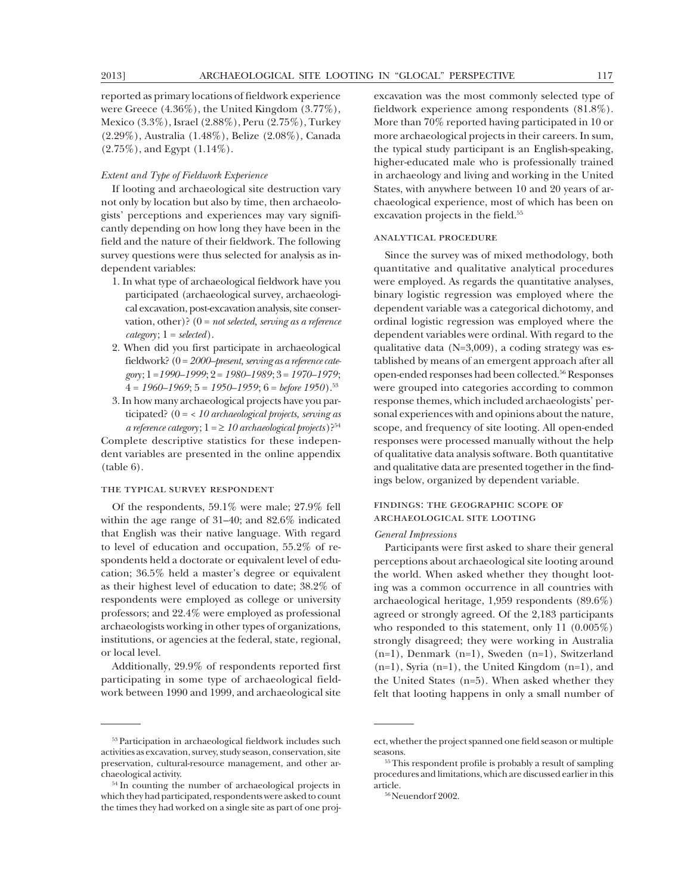reported as primary locations of fieldwork experience were Greece (4.36%), the United Kingdom (3.77%), Mexico (3.3%), Israel (2.88%), Peru (2.75%), Turkey (2.29%), Australia (1.48%), Belize (2.08%), Canada (2.75%), and Egypt (1.14%).

*Extent and Type of Fieldwork Experience*

If looting and archaeological site destruction vary not only by location but also by time, then archaeologists' perceptions and experiences may vary significantly depending on how long they have been in the field and the nature of their fieldwork. The following survey questions were thus selected for analysis as independent variables:

1. In what type of archaeological fieldwork have you participated (archaeological survey, archaeological excavation, post-excavation analysis, site conservation, other)? (0 = *not selected, serving as a reference category*; 1 = *selected*).
2. When did you first participate in archaeological fieldwork? (0 = *2000–present, serving as a reference category*; 1 = *1990–1999*; 2 = *1980–1989*; 3 = *1970–1979*; 4 = *1960–1969*; 5 = *1950–1959*; 6 = *before 1950*).[53]
3. In how many archaeological projects have you participated? (0 = *< 10 archaeological projects, serving as a reference category*; 1 = *≥ 10 archaeological projects*)?[54]

Complete descriptive statistics for these independent variables are presented in the online appendix (table 6).

### THE TYPICAL SURVEY RESPONDENT

Of the respondents, 59.1% were male; 27.9% fell within the age range of 31–40; and 82.6% indicated that English was their native language. With regard to level of education and occupation, 55.2% of respondents held a doctorate or equivalent level of education; 36.5% held a master's degree or equivalent as their highest level of education to date; 38.2% of respondents were employed as college or university professors; and 22.4% were employed as professional archaeologists working in other types of organizations, institutions, or agencies at the federal, state, regional, or local level.

Additionally, 29.9% of respondents reported first participating in some type of archaeological fieldwork between 1990 and 1999, and archaeological site excavation was the most commonly selected type of fieldwork experience among respondents (81.8%). More than 70% reported having participated in 10 or more archaeological projects in their careers. In sum, the typical study participant is an English-speaking, higher-educated male who is professionally trained in archaeology and living and working in the United States, with anywhere between 10 and 20 years of archaeological experience, most of which has been on excavation projects in the field.[55]

### ANALYTICAL PROCEDURE

Since the survey was of mixed methodology, both quantitative and qualitative analytical procedures were employed. As regards the quantitative analyses, binary logistic regression was employed where the dependent variable was a categorical dichotomy, and ordinal logistic regression was employed where the dependent variables were ordinal. With regard to the qualitative data (N=3,009), a coding strategy was established by means of an emergent approach after all open-ended responses had been collected.[56] Responses were grouped into categories according to common response themes, which included archaeologists' personal experiences with and opinions about the nature, scope, and frequency of site looting. All open-ended responses were processed manually without the help of qualitative data analysis software. Both quantitative and qualitative data are presented together in the findings below, organized by dependent variable.

### FINDINGS: THE GEOGRAPHIC SCOPE OF ARCHAEOLOGICAL SITE LOOTING

*General Impressions*

Participants were first asked to share their general perceptions about archaeological site looting around the world. When asked whether they thought looting was a common occurrence in all countries with archaeological heritage, 1,959 respondents (89.6%) agreed or strongly agreed. Of the 2,183 participants who responded to this statement, only 11 (0.005%) strongly disagreed; they were working in Australia (n=1), Denmark (n=1), Sweden (n=1), Switzerland (n=1), Syria (n=1), the United Kingdom (n=1), and the United States (n=5). When asked whether they felt that looting happens in only a small number of

---

[53] Participation in archaeological fieldwork includes such activities as excavation, survey, study season, conservation, site preservation, cultural-resource management, and other archaeological activity.

[54] In counting the number of archaeological projects in which they had participated, respondents were asked to count the times they had worked on a single site as part of one project, whether the project spanned one field season or multiple seasons.

[55] This respondent profile is probably a result of sampling procedures and limitations, which are discussed earlier in this article.

[56] Neuendorf 2002.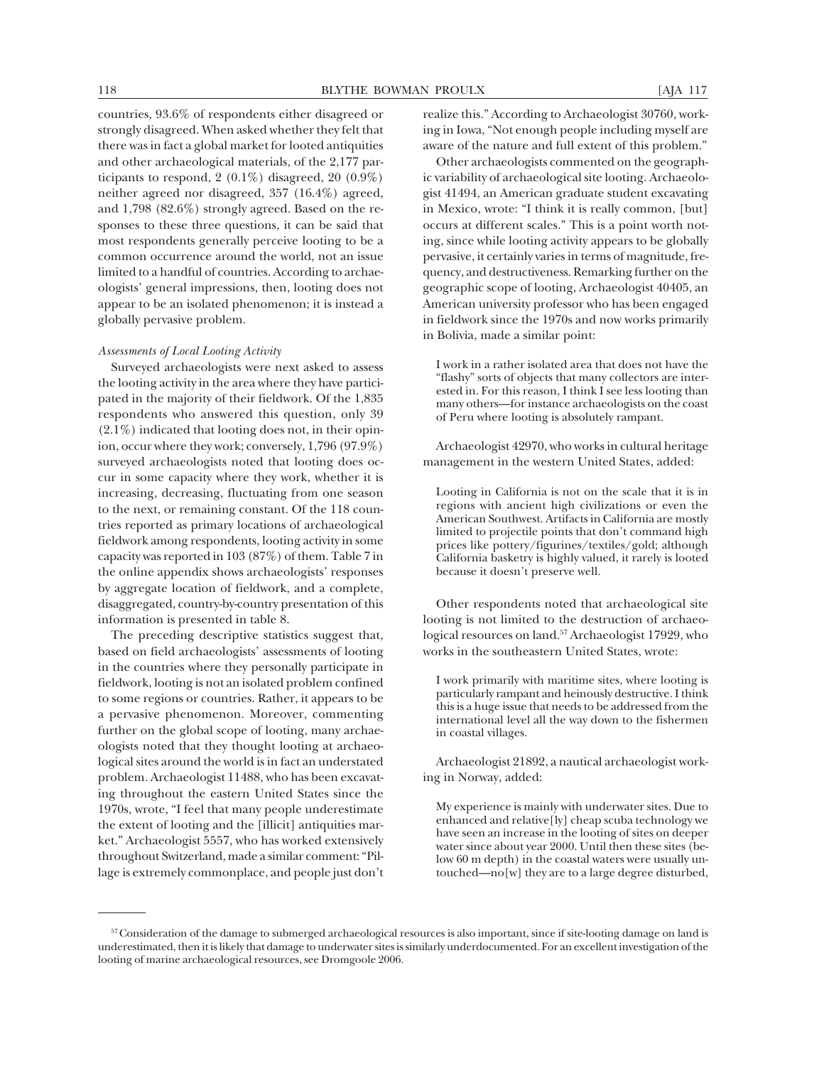countries, 93.6% of respondents either disagreed or strongly disagreed. When asked whether they felt that there was in fact a global market for looted antiquities and other archaeological materials, of the 2,177 participants to respond, 2 (0.1%) disagreed, 20 (0.9%) neither agreed nor disagreed, 357 (16.4%) agreed, and 1,798 (82.6%) strongly agreed. Based on the responses to these three questions, it can be said that most respondents generally perceive looting to be a common occurrence around the world, not an issue limited to a handful of countries. According to archaeologists' general impressions, then, looting does not appear to be an isolated phenomenon; it is instead a globally pervasive problem.

*Assessments of Local Looting Activity*

Surveyed archaeologists were next asked to assess the looting activity in the area where they have participated in the majority of their fieldwork. Of the 1,835 respondents who answered this question, only 39 (2.1%) indicated that looting does not, in their opinion, occur where they work; conversely, 1,796 (97.9%) surveyed archaeologists noted that looting does occur in some capacity where they work, whether it is increasing, decreasing, fluctuating from one season to the next, or remaining constant. Of the 118 countries reported as primary locations of archaeological fieldwork among respondents, looting activity in some capacity was reported in 103 (87%) of them. Table 7 in the online appendix shows archaeologists' responses by aggregate location of fieldwork, and a complete, disaggregated, country-by-country presentation of this information is presented in table 8.

The preceding descriptive statistics suggest that, based on field archaeologists' assessments of looting in the countries where they personally participate in fieldwork, looting is not an isolated problem confined to some regions or countries. Rather, it appears to be a pervasive phenomenon. Moreover, commenting further on the global scope of looting, many archaeologists noted that they thought looting at archaeological sites around the world is in fact an understated problem. Archaeologist 11488, who has been excavating throughout the eastern United States since the 1970s, wrote, "I feel that many people underestimate the extent of looting and the [illicit] antiquities market." Archaeologist 5557, who has worked extensively throughout Switzerland, made a similar comment: "Pillage is extremely commonplace, and people just don't realize this." According to Archaeologist 30760, working in Iowa, "Not enough people including myself are aware of the nature and full extent of this problem."

Other archaeologists commented on the geographic variability of archaeological site looting. Archaeologist 41494, an American graduate student excavating in Mexico, wrote: "I think it is really common, [but] occurs at different scales." This is a point worth noting, since while looting activity appears to be globally pervasive, it certainly varies in terms of magnitude, frequency, and destructiveness. Remarking further on the geographic scope of looting, Archaeologist 40405, an American university professor who has been engaged in fieldwork since the 1970s and now works primarily in Bolivia, made a similar point:

> I work in a rather isolated area that does not have the "flashy" sorts of objects that many collectors are interested in. For this reason, I think I see less looting than many others—for instance archaeologists on the coast of Peru where looting is absolutely rampant.

Archaeologist 42970, who works in cultural heritage management in the western United States, added:

> Looting in California is not on the scale that it is in regions with ancient high civilizations or even the American Southwest. Artifacts in California are mostly limited to projectile points that don't command high prices like pottery/figurines/textiles/gold; although California basketry is highly valued, it rarely is looted because it doesn't preserve well.

Other respondents noted that archaeological site looting is not limited to the destruction of archaeological resources on land.[57] Archaeologist 17929, who works in the southeastern United States, wrote:

> I work primarily with maritime sites, where looting is particularly rampant and heinously destructive. I think this is a huge issue that needs to be addressed from the international level all the way down to the fishermen in coastal villages.

Archaeologist 21892, a nautical archaeologist working in Norway, added:

> My experience is mainly with underwater sites. Due to enhanced and relative[ly] cheap scuba technology we have seen an increase in the looting of sites on deeper water since about year 2000. Until then these sites (below 60 m depth) in the coastal waters were usually untouched—no[w] they are to a large degree disturbed,

[57] Consideration of the damage to submerged archaeological resources is also important, since if site-looting damage on land is underestimated, then it is likely that damage to underwater sites is similarly underdocumented. For an excellent investigation of the looting of marine archaeological resources, see Dromgoole 2006.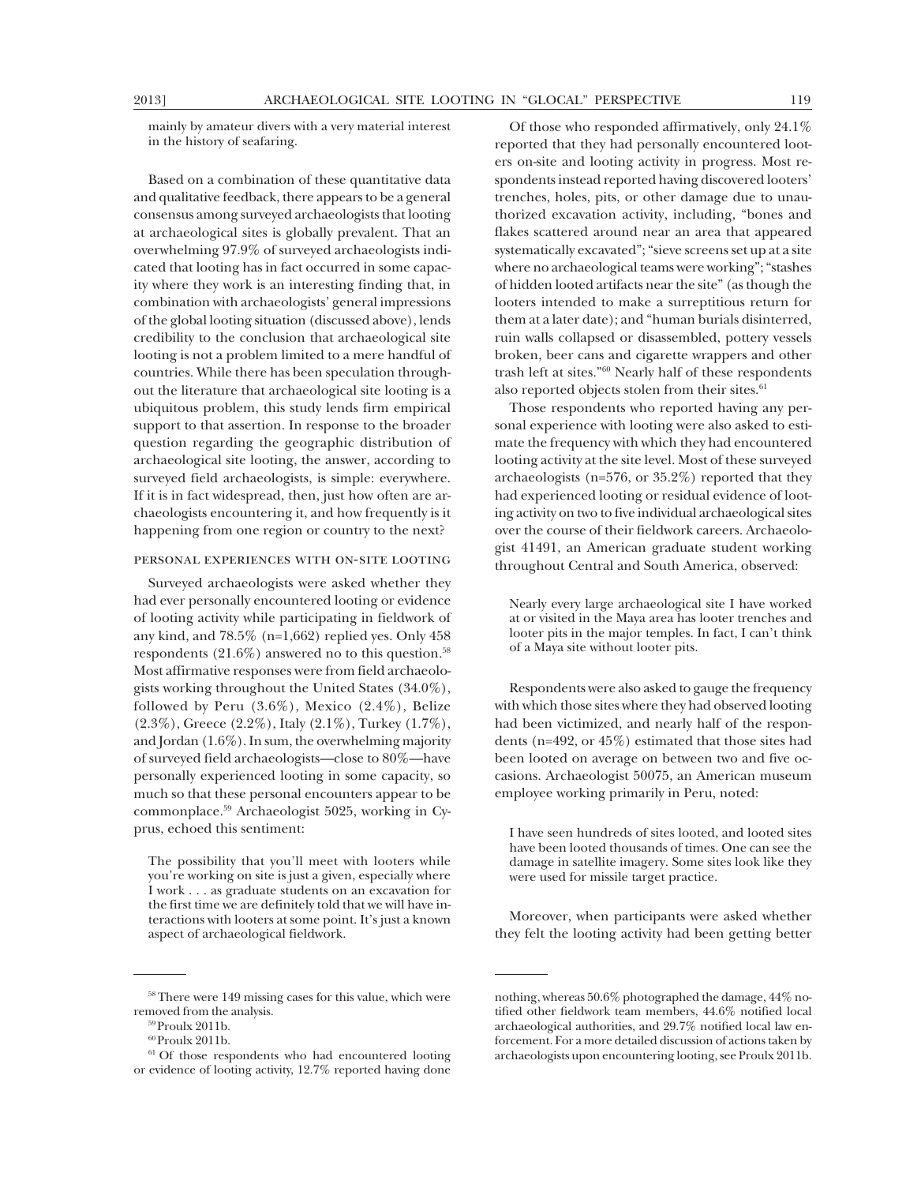mainly by amateur divers with a very material interest in the history of seafaring.

Based on a combination of these quantitative data and qualitative feedback, there appears to be a general consensus among surveyed archaeologists that looting at archaeological sites is globally prevalent. That an overwhelming 97.9% of surveyed archaeologists indicated that looting has in fact occurred in some capacity where they work is an interesting finding that, in combination with archaeologists' general impressions of the global looting situation (discussed above), lends credibility to the conclusion that archaeological site looting is not a problem limited to a mere handful of countries. While there has been speculation throughout the literature that archaeological site looting is a ubiquitous problem, this study lends firm empirical support to that assertion. In response to the broader question regarding the geographic distribution of archaeological site looting, the answer, according to surveyed field archaeologists, is simple: everywhere. If it is in fact widespread, then, just how often are archaeologists encountering it, and how frequently is it happening from one region or country to the next?

### Personal Experiences with On-Site Looting

Surveyed archaeologists were asked whether they had ever personally encountered looting or evidence of looting activity while participating in fieldwork of any kind, and 78.5% (n=1,662) replied yes. Only 458 respondents (21.6%) answered no to this question.[58] Most affirmative responses were from field archaeologists working throughout the United States (34.0%), followed by Peru (3.6%), Mexico (2.4%), Belize (2.3%), Greece (2.2%), Italy (2.1%), Turkey (1.7%), and Jordan (1.6%). In sum, the overwhelming majority of surveyed field archaeologists—close to 80%—have personally experienced looting in some capacity, so much so that these personal encounters appear to be commonplace.[59] Archaeologist 5025, working in Cyprus, echoed this sentiment:

> The possibility that you'll meet with looters while you're working on site is just a given, especially where I work . . . as graduate students on an excavation for the first time we are definitely told that we will have interactions with looters at some point. It's just a known aspect of archaeological fieldwork.

Of those who responded affirmatively, only 24.1% reported that they had personally encountered looters on-site and looting activity in progress. Most respondents instead reported having discovered looters' trenches, holes, pits, or other damage due to unauthorized excavation activity, including, "bones and flakes scattered around near an area that appeared systematically excavated"; "sieve screens set up at a site where no archaeological teams were working"; "stashes of hidden looted artifacts near the site" (as though the looters intended to make a surreptitious return for them at a later date); and "human burials disinterred, ruin walls collapsed or disassembled, pottery vessels broken, beer cans and cigarette wrappers and other trash left at sites."[60] Nearly half of these respondents also reported objects stolen from their sites.[61]

Those respondents who reported having any personal experience with looting were also asked to estimate the frequency with which they had encountered looting activity at the site level. Most of these surveyed archaeologists (n=576, or 35.2%) reported that they had experienced looting or residual evidence of looting activity on two to five individual archaeological sites over the course of their fieldwork careers. Archaeologist 41491, an American graduate student working throughout Central and South America, observed:

> Nearly every large archaeological site I have worked at or visited in the Maya area has looter trenches and looter pits in the major temples. In fact, I can't think of a Maya site without looter pits.

Respondents were also asked to gauge the frequency with which those sites where they had observed looting had been victimized, and nearly half of the respondents (n=492, or 45%) estimated that those sites had been looted on average on between two and five occasions. Archaeologist 50075, an American museum employee working primarily in Peru, noted:

> I have seen hundreds of sites looted, and looted sites have been looted thousands of times. One can see the damage in satellite imagery. Some sites look like they were used for missile target practice.

Moreover, when participants were asked whether they felt the looting activity had been getting better

---

[58] There were 149 missing cases for this value, which were removed from the analysis.

[59] Proulx 2011b.

[60] Proulx 2011b.

[61] Of those respondents who had encountered looting or evidence of looting activity, 12.7% reported having done nothing, whereas 50.6% photographed the damage, 44% notified other fieldwork team members, 44.6% notified local archaeological authorities, and 29.7% notified local law enforcement. For a more detailed discussion of actions taken by archaeologists upon encountering looting, see Proulx 2011b.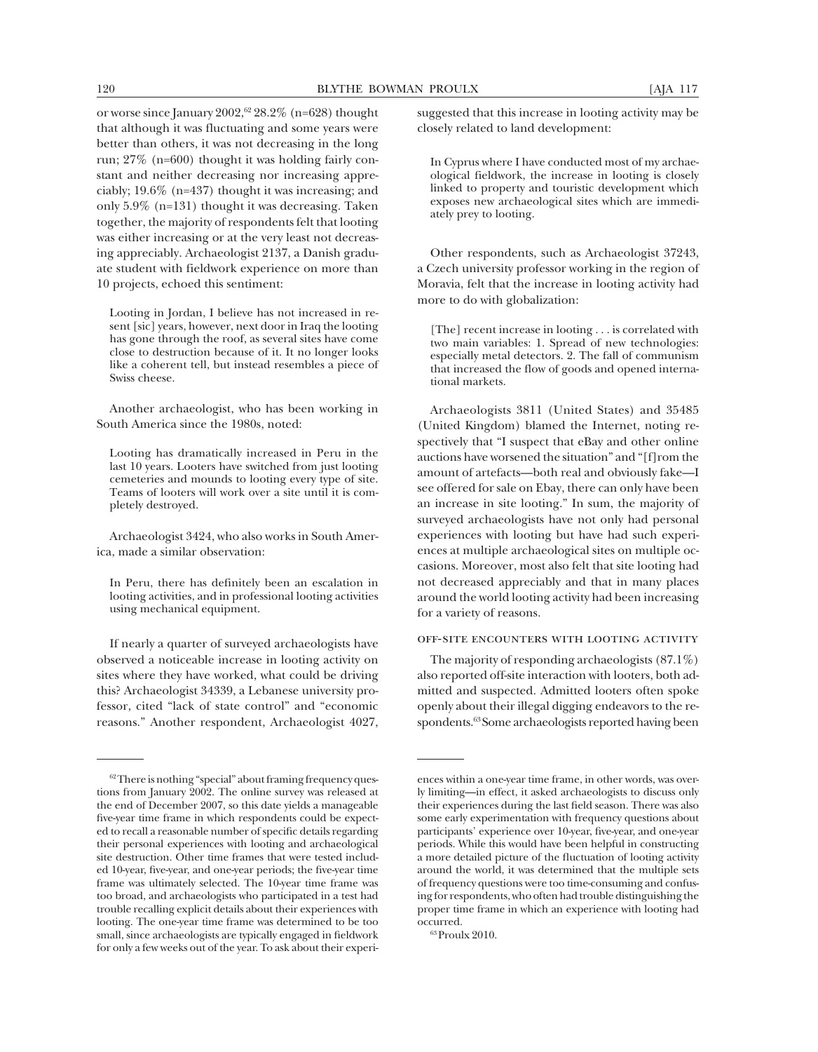or worse since January 2002,[62] 28.2% (n=628) thought that although it was fluctuating and some years were better than others, it was not decreasing in the long run; 27% (n=600) thought it was holding fairly constant and neither decreasing nor increasing appreciably; 19.6% (n=437) thought it was increasing; and only 5.9% (n=131) thought it was decreasing. Taken together, the majority of respondents felt that looting was either increasing or at the very least not decreasing appreciably. Archaeologist 2137, a Danish graduate student with fieldwork experience on more than 10 projects, echoed this sentiment:

> Looting in Jordan, I believe has not increased in resent [sic] years, however, next door in Iraq the looting has gone through the roof, as several sites have come close to destruction because of it. It no longer looks like a coherent tell, but instead resembles a piece of Swiss cheese.

Another archaeologist, who has been working in South America since the 1980s, noted:

> Looting has dramatically increased in Peru in the last 10 years. Looters have switched from just looting cemeteries and mounds to looting every type of site. Teams of looters will work over a site until it is completely destroyed.

Archaeologist 3424, who also works in South America, made a similar observation:

> In Peru, there has definitely been an escalation in looting activities, and in professional looting activities using mechanical equipment.

If nearly a quarter of surveyed archaeologists have observed a noticeable increase in looting activity on sites where they have worked, what could be driving this? Archaeologist 34339, a Lebanese university professor, cited "lack of state control" and "economic reasons." Another respondent, Archaeologist 4027, suggested that this increase in looting activity may be closely related to land development:

> In Cyprus where I have conducted most of my archaeological fieldwork, the increase in looting is closely linked to property and touristic development which exposes new archaeological sites which are immediately prey to looting.

Other respondents, such as Archaeologist 37243, a Czech university professor working in the region of Moravia, felt that the increase in looting activity had more to do with globalization:

> [The] recent increase in looting . . . is correlated with two main variables: 1. Spread of new technologies: especially metal detectors. 2. The fall of communism that increased the flow of goods and opened international markets.

Archaeologists 3811 (United States) and 35485 (United Kingdom) blamed the Internet, noting respectively that "I suspect that eBay and other online auctions have worsened the situation" and "[f]rom the amount of artefacts—both real and obviously fake—I see offered for sale on Ebay, there can only have been an increase in site looting." In sum, the majority of surveyed archaeologists have not only had personal experiences with looting but have had such experiences at multiple archaeological sites on multiple occasions. Moreover, most also felt that site looting had not decreased appreciably and that in many places around the world looting activity had been increasing for a variety of reasons.

### OFF-SITE ENCOUNTERS WITH LOOTING ACTIVITY

The majority of responding archaeologists (87.1%) also reported off-site interaction with looters, both admitted and suspected. Admitted looters often spoke openly about their illegal digging endeavors to the respondents.[63] Some archaeologists reported having been

---

[62] There is nothing "special" about framing frequency questions from January 2002. The online survey was released at the end of December 2007, so this date yields a manageable five-year time frame in which respondents could be expected to recall a reasonable number of specific details regarding their personal experiences with looting and archaeological site destruction. Other time frames that were tested included 10-year, five-year, and one-year periods; the five-year time frame was ultimately selected. The 10-year time frame was too broad, and archaeologists who participated in a test had trouble recalling explicit details about their experiences with looting. The one-year time frame was determined to be too small, since archaeologists are typically engaged in fieldwork for only a few weeks out of the year. To ask about their experiences within a one-year time frame, in other words, was overly limiting—in effect, it asked archaeologists to discuss only their experiences during the last field season. There was also some early experimentation with frequency questions about participants' experience over 10-year, five-year, and one-year periods. While this would have been helpful in constructing a more detailed picture of the fluctuation of looting activity around the world, it was determined that the multiple sets of frequency questions were too time-consuming and confusing for respondents, who often had trouble distinguishing the proper time frame in which an experience with looting had occurred.

[63] Proulx 2010.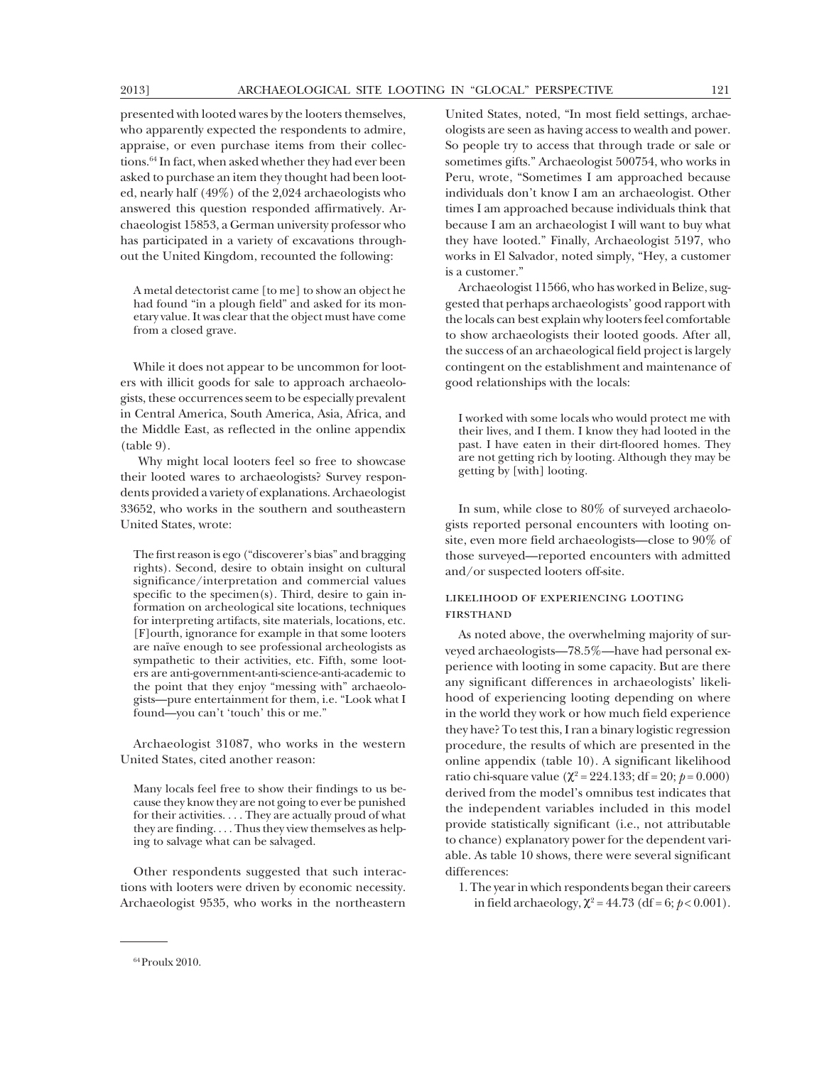presented with looted wares by the looters themselves, who apparently expected the respondents to admire, appraise, or even purchase items from their collections.[64] In fact, when asked whether they had ever been asked to purchase an item they thought had been looted, nearly half (49%) of the 2,024 archaeologists who answered this question responded affirmatively. Archaeologist 15853, a German university professor who has participated in a variety of excavations throughout the United Kingdom, recounted the following:

> A metal detectorist came [to me] to show an object he had found "in a plough field" and asked for its monetary value. It was clear that the object must have come from a closed grave.

While it does not appear to be uncommon for looters with illicit goods for sale to approach archaeologists, these occurrences seem to be especially prevalent in Central America, South America, Asia, Africa, and the Middle East, as reflected in the online appendix (table 9).

Why might local looters feel so free to showcase their looted wares to archaeologists? Survey respondents provided a variety of explanations. Archaeologist 33652, who works in the southern and southeastern United States, wrote:

> The first reason is ego ("discoverer's bias" and bragging rights). Second, desire to obtain insight on cultural significance/interpretation and commercial values specific to the specimen(s). Third, desire to gain information on archeological site locations, techniques for interpreting artifacts, site materials, locations, etc. [F]ourth, ignorance for example in that some looters are naïve enough to see professional archeologists as sympathetic to their activities, etc. Fifth, some looters are anti-government-anti-science-anti-academic to the point that they enjoy "messing with" archaeologists—pure entertainment for them, i.e. "Look what I found—you can't 'touch' this or me."

Archaeologist 31087, who works in the western United States, cited another reason:

> Many locals feel free to show their findings to us because they know they are not going to ever be punished for their activities. . . . They are actually proud of what they are finding. . . . Thus they view themselves as helping to salvage what can be salvaged.

Other respondents suggested that such interactions with looters were driven by economic necessity. Archaeologist 9535, who works in the northeastern United States, noted, "In most field settings, archaeologists are seen as having access to wealth and power. So people try to access that through trade or sale or sometimes gifts." Archaeologist 500754, who works in Peru, wrote, "Sometimes I am approached because individuals don't know I am an archaeologist. Other times I am approached because individuals think that because I am an archaeologist I will want to buy what they have looted." Finally, Archaeologist 5197, who works in El Salvador, noted simply, "Hey, a customer is a customer."

Archaeologist 11566, who has worked in Belize, suggested that perhaps archaeologists' good rapport with the locals can best explain why looters feel comfortable to show archaeologists their looted goods. After all, the success of an archaeological field project is largely contingent on the establishment and maintenance of good relationships with the locals:

> I worked with some locals who would protect me with their lives, and I them. I know they had looted in the past. I have eaten in their dirt-floored homes. They are not getting rich by looting. Although they may be getting by [with] looting.

In sum, while close to 80% of surveyed archaeologists reported personal encounters with looting on-site, even more field archaeologists—close to 90% of those surveyed—reported encounters with admitted and/or suspected looters off-site.

### LIKELIHOOD OF EXPERIENCING LOOTING FIRSTHAND

As noted above, the overwhelming majority of surveyed archaeologists—78.5%—have had personal experience with looting in some capacity. But are there any significant differences in archaeologists' likelihood of experiencing looting depending on where in the world they work or how much field experience they have? To test this, I ran a binary logistic regression procedure, the results of which are presented in the online appendix (table 10). A significant likelihood ratio chi-square value ($\chi^2 = 224.133$; df = 20; $p = 0.000$) derived from the model's omnibus test indicates that the independent variables included in this model provide statistically significant (i.e., not attributable to chance) explanatory power for the dependent variable. As table 10 shows, there were several significant differences:

1. The year in which respondents began their careers in field archaeology, $\chi^2 = 44.73$ (df = 6; $p < 0.001$).

[64] Proulx 2010.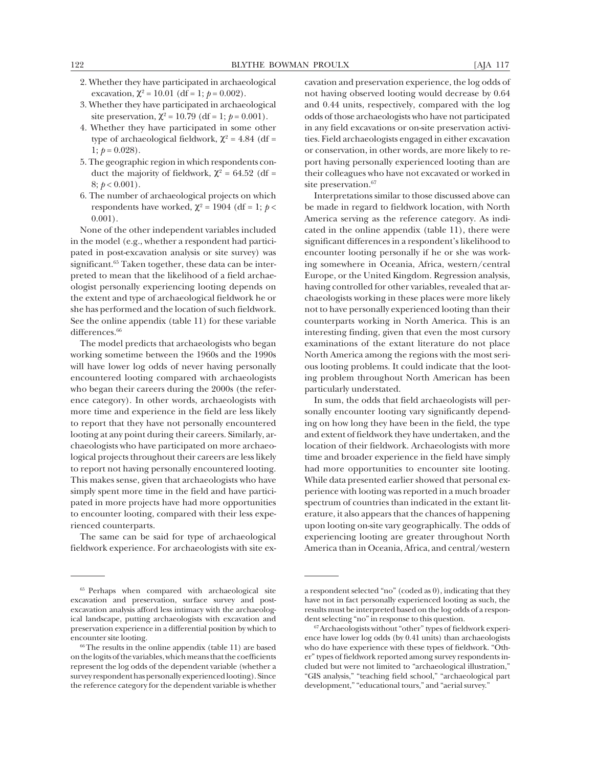2. Whether they have participated in archaeological excavation, $\chi^2 = 10.01$ (df = 1; $p = 0.002$).
3. Whether they have participated in archaeological site preservation, $\chi^2 = 10.79$ (df = 1; $p = 0.001$).
4. Whether they have participated in some other type of archaeological fieldwork, $\chi^2 = 4.84$ (df = 1; $p = 0.028$).
5. The geographic region in which respondents conduct the majority of fieldwork, $\chi^2 = 64.52$ (df = 8; $p < 0.001$).
6. The number of archaeological projects on which respondents have worked, $\chi^2 = 1904$ (df = 1; $p < 0.001$).

None of the other independent variables included in the model (e.g., whether a respondent had participated in post-excavation analysis or site survey) was significant.[65] Taken together, these data can be interpreted to mean that the likelihood of a field archaeologist personally experiencing looting depends on the extent and type of archaeological fieldwork he or she has performed and the location of such fieldwork. See the online appendix (table 11) for these variable differences.[66]

The model predicts that archaeologists who began working sometime between the 1960s and the 1990s will have lower log odds of never having personally encountered looting compared with archaeologists who began their careers during the 2000s (the reference category). In other words, archaeologists with more time and experience in the field are less likely to report that they have not personally encountered looting at any point during their careers. Similarly, archaeologists who have participated on more archaeological projects throughout their careers are less likely to report not having personally encountered looting. This makes sense, given that archaeologists who have simply spent more time in the field and have participated in more projects have had more opportunities to encounter looting, compared with their less experienced counterparts.

The same can be said for type of archaeological fieldwork experience. For archaeologists with site excavation and preservation experience, the log odds of not having observed looting would decrease by 0.64 and 0.44 units, respectively, compared with the log odds of those archaeologists who have not participated in any field excavations or on-site preservation activities. Field archaeologists engaged in either excavation or conservation, in other words, are more likely to report having personally experienced looting than are their colleagues who have not excavated or worked in site preservation.[67]

Interpretations similar to those discussed above can be made in regard to fieldwork location, with North America serving as the reference category. As indicated in the online appendix (table 11), there were significant differences in a respondent's likelihood to encounter looting personally if he or she was working somewhere in Oceania, Africa, western/central Europe, or the United Kingdom. Regression analysis, having controlled for other variables, revealed that archaeologists working in these places were more likely not to have personally experienced looting than their counterparts working in North America. This is an interesting finding, given that even the most cursory examinations of the extant literature do not place North America among the regions with the most serious looting problems. It could indicate that the looting problem throughout North American has been particularly understated.

In sum, the odds that field archaeologists will personally encounter looting vary significantly depending on how long they have been in the field, the type and extent of fieldwork they have undertaken, and the location of their fieldwork. Archaeologists with more time and broader experience in the field have simply had more opportunities to encounter site looting. While data presented earlier showed that personal experience with looting was reported in a much broader spectrum of countries than indicated in the extant literature, it also appears that the chances of happening upon looting on-site vary geographically. The odds of experiencing looting are greater throughout North America than in Oceania, Africa, and central/western

---

[65] Perhaps when compared with archaeological site excavation and preservation, surface survey and post-excavation analysis afford less intimacy with the archaeological landscape, putting archaeologists with excavation and preservation experience in a differential position by which to encounter site looting.

[66] The results in the online appendix (table 11) are based on the logits of the variables, which means that the coefficients represent the log odds of the dependent variable (whether a survey respondent has personally experienced looting). Since the reference category for the dependent variable is whether a respondent selected "no" (coded as 0), indicating that they have not in fact personally experienced looting as such, the results must be interpreted based on the log odds of a respondent selecting "no" in response to this question.

[67] Archaeologists without "other" types of fieldwork experience have lower log odds (by 0.41 units) than archaeologists who do have experience with these types of fieldwork. "Other" types of fieldwork reported among survey respondents included but were not limited to "archaeological illustration," "GIS analysis," "teaching field school," "archaeological part development," "educational tours," and "aerial survey."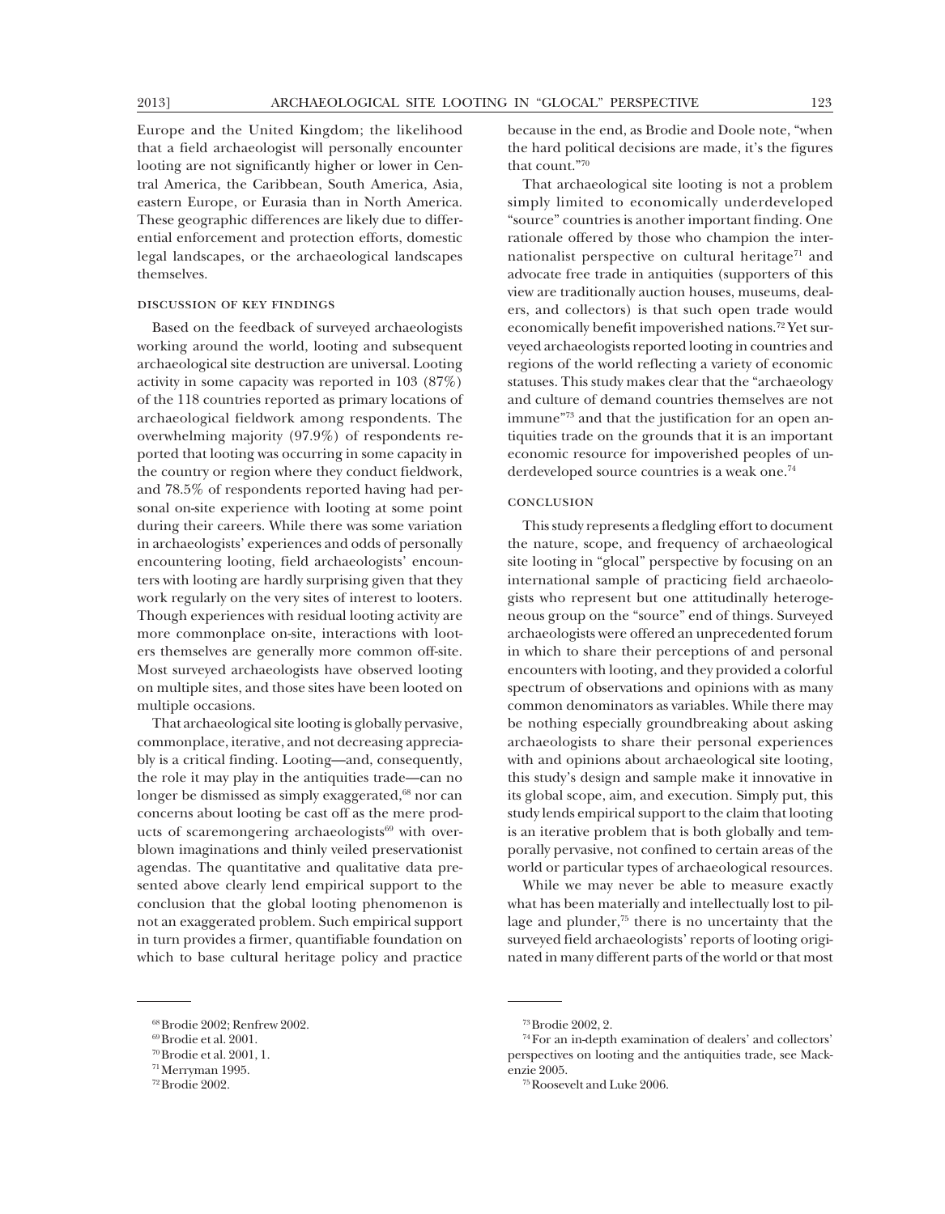Europe and the United Kingdom; the likelihood that a field archaeologist will personally encounter looting are not significantly higher or lower in Central America, the Caribbean, South America, Asia, eastern Europe, or Eurasia than in North America. These geographic differences are likely due to differential enforcement and protection efforts, domestic legal landscapes, or the archaeological landscapes themselves.

### DISCUSSION OF KEY FINDINGS

Based on the feedback of surveyed archaeologists working around the world, looting and subsequent archaeological site destruction are universal. Looting activity in some capacity was reported in 103 (87%) of the 118 countries reported as primary locations of archaeological fieldwork among respondents. The overwhelming majority (97.9%) of respondents reported that looting was occurring in some capacity in the country or region where they conduct fieldwork, and 78.5% of respondents reported having had personal on-site experience with looting at some point during their careers. While there was some variation in archaeologists' experiences and odds of personally encountering looting, field archaeologists' encounters with looting are hardly surprising given that they work regularly on the very sites of interest to looters. Though experiences with residual looting activity are more commonplace on-site, interactions with looters themselves are generally more common off-site. Most surveyed archaeologists have observed looting on multiple sites, and those sites have been looted on multiple occasions.

That archaeological site looting is globally pervasive, commonplace, iterative, and not decreasing appreciably is a critical finding. Looting—and, consequently, the role it may play in the antiquities trade—can no longer be dismissed as simply exaggerated,[68] nor can concerns about looting be cast off as the mere products of scaremongering archaeologists[69] with overblown imaginations and thinly veiled preservationist agendas. The quantitative and qualitative data presented above clearly lend empirical support to the conclusion that the global looting phenomenon is not an exaggerated problem. Such empirical support in turn provides a firmer, quantifiable foundation on which to base cultural heritage policy and practice because in the end, as Brodie and Doole note, "when the hard political decisions are made, it's the figures that count."[70]

That archaeological site looting is not a problem simply limited to economically underdeveloped "source" countries is another important finding. One rationale offered by those who champion the internationalist perspective on cultural heritage[71] and advocate free trade in antiquities (supporters of this view are traditionally auction houses, museums, dealers, and collectors) is that such open trade would economically benefit impoverished nations.[72] Yet surveyed archaeologists reported looting in countries and regions of the world reflecting a variety of economic statuses. This study makes clear that the "archaeology and culture of demand countries themselves are not immune"[73] and that the justification for an open antiquities trade on the grounds that it is an important economic resource for impoverished peoples of underdeveloped source countries is a weak one.[74]

### CONCLUSION

This study represents a fledgling effort to document the nature, scope, and frequency of archaeological site looting in "glocal" perspective by focusing on an international sample of practicing field archaeologists who represent but one attitudinally heterogeneous group on the "source" end of things. Surveyed archaeologists were offered an unprecedented forum in which to share their perceptions of and personal encounters with looting, and they provided a colorful spectrum of observations and opinions with as many common denominators as variables. While there may be nothing especially groundbreaking about asking archaeologists to share their personal experiences with and opinions about archaeological site looting, this study's design and sample make it innovative in its global scope, aim, and execution. Simply put, this study lends empirical support to the claim that looting is an iterative problem that is both globally and temporally pervasive, not confined to certain areas of the world or particular types of archaeological resources.

While we may never be able to measure exactly what has been materially and intellectually lost to pillage and plunder,[75] there is no uncertainty that the surveyed field archaeologists' reports of looting originated in many different parts of the world or that most

---

[68] Brodie 2002; Renfrew 2002.

[69] Brodie et al. 2001.

[70] Brodie et al. 2001, 1.

[71] Merryman 1995.

[72] Brodie 2002.

[73] Brodie 2002, 2.

[74] For an in-depth examination of dealers' and collectors' perspectives on looting and the antiquities trade, see Mackenzie 2005.

[75] Roosevelt and Luke 2006.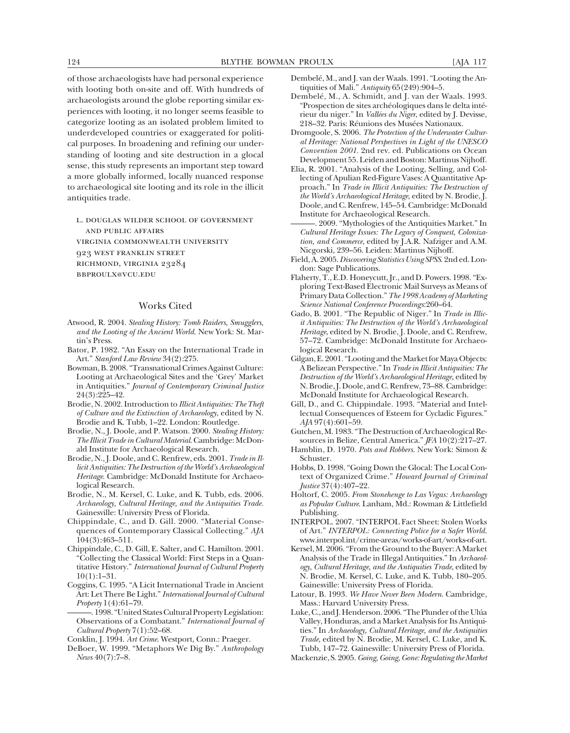of those archaeologists have had personal experience with looting both on-site and off. With hundreds of archaeologists around the globe reporting similar experiences with looting, it no longer seems feasible to categorize looting as an isolated problem limited to underdeveloped countries or exaggerated for political purposes. In broadening and refining our understanding of looting and site destruction in a glocal sense, this study represents an important step toward a more globally informed, locally nuanced response to archaeological site looting and its role in the illicit antiquities trade.

L. Douglas Wilder School of Government and Public Affairs
Virginia Commonwealth University
923 West Franklin Street
Richmond, Virginia 23284
bbproulx@vcu.edu

## Works Cited

Atwood, R. 2004. *Stealing History: Tomb Raiders, Smugglers, and the Looting of the Ancient World*. New York: St. Martin's Press.

Bator, P. 1982. "An Essay on the International Trade in Art." *Stanford Law Review* 34(2):275.

Bowman, B. 2008. "Transnational Crimes Against Culture: Looting at Archaeological Sites and the 'Grey' Market in Antiquities." *Journal of Contemporary Criminal Justice* 24(3):225–42.

Brodie, N. 2002. Introduction to *Illicit Antiquities: The Theft of Culture and the Extinction of Archaeology*, edited by N. Brodie and K. Tubb, 1–22. London: Routledge.

Brodie, N., J. Doole, and P. Watson. 2000. *Stealing History: The Illicit Trade in Cultural Material*. Cambridge: McDonald Institute for Archaeological Research.

Brodie, N., J. Doole, and C. Renfrew, eds. 2001. *Trade in Illicit Antiquities: The Destruction of the World's Archaeological Heritage*. Cambridge: McDonald Institute for Archaeological Research.

Brodie, N., M. Kersel, C. Luke, and K. Tubb, eds. 2006. *Archaeology, Cultural Heritage, and the Antiquities Trade*. Gainesville: University Press of Florida.

Chippindale, C., and D. Gill. 2000. "Material Consequences of Contemporary Classical Collecting." *AJA* 104(3):463–511.

Chippindale, C., D. Gill, E. Salter, and C. Hamilton. 2001. "Collecting the Classical World: First Steps in a Quantitative History." *International Journal of Cultural Property* 10(1):1–31.

Coggins, C. 1995. "A Licit International Trade in Ancient Art: Let There Be Light." *International Journal of Cultural Property* 1(4):61–79.

———. 1998. "United States Cultural Property Legislation: Observations of a Combatant." *International Journal of Cultural Property* 7(1):52–68.

Conklin, J. 1994. *Art Crime*. Westport, Conn.: Praeger.

DeBoer, W. 1999. "Metaphors We Dig By." *Anthropology News* 40(7):7–8.

Dembelé, M., and J. van der Waals. 1991. "Looting the Antiquities of Mali." *Antiquity* 65(249):904–5.

Dembelé, M., A. Schmidt, and J. van der Waals. 1993. "Prospection de sites archéologiques dans le delta intérieur du niger." In *Vallées du Niger*, edited by J. Devisse, 218–32. Paris: Réunions des Musées Nationaux.

Dromgoole, S. 2006. *The Protection of the Underwater Cultural Heritage: National Perspectives in Light of the UNESCO Convention 2001*. 2nd rev. ed. Publications on Ocean Development 55. Leiden and Boston: Martinus Nijhoff.

Elia, R. 2001. "Analysis of the Looting, Selling, and Collecting of Apulian Red-Figure Vases: A Quantitative Approach." In *Trade in Illicit Antiquities: The Destruction of the World's Archaeological Heritage*, edited by N. Brodie, J. Doole, and C. Renfrew, 145–54. Cambridge: McDonald Institute for Archaeological Research.

———. 2009. "Mythologies of the Antiquities Market." In *Cultural Heritage Issues: The Legacy of Conquest, Colonization, and Commerce*, edited by J.A.R. Nafziger and A.M. Nicgorski, 239–56. Leiden: Martinus Nijhoff.

Field, A. 2005. *Discovering Statistics Using SPSS*. 2nd ed. London: Sage Publications.

Flaherty, T., E.D. Honeycutt, Jr., and D. Powers. 1998. "Exploring Text-Based Electronic Mail Surveys as Means of Primary Data Collection." *The 1998 Academy of Marketing Science National Conference Proceedings*:260–64.

Gado, B. 2001. "The Republic of Niger." In *Trade in Illicit Antiquities: The Destruction of the World's Archaeological Heritage*, edited by N. Brodie, J. Doole, and C. Renfrew, 57–72. Cambridge: McDonald Institute for Archaeological Research.

Gilgan, E. 2001. "Looting and the Market for Maya Objects: A Belizean Perspective." In *Trade in Illicit Antiquities: The Destruction of the World's Archaeological Heritage*, edited by N. Brodie, J. Doole, and C. Renfrew, 73–88. Cambridge: McDonald Institute for Archaeological Research.

Gill, D., and C. Chippindale. 1993. "Material and Intellectual Consequences of Esteem for Cycladic Figures." *AJA* 97(4):601–59.

Gutchen, M. 1983. "The Destruction of Archaeological Resources in Belize, Central America." *JFA* 10(2):217–27.

Hamblin, D. 1970. *Pots and Robbers*. New York: Simon & Schuster.

Hobbs, D. 1998. "Going Down the Glocal: The Local Context of Organized Crime." *Howard Journal of Criminal Justice* 37(4):407–22.

Holtorf, C. 2005. *From Stonehenge to Las Vegas: Archaeology as Popular Culture*. Lanham, Md.: Rowman & Littlefield Publishing.

INTERPOL. 2007. "INTERPOL Fact Sheet: Stolen Works of Art." *INTERPOL: Connecting Police for a Safer World*. www.interpol.int/crime-areas/works-of-art/works-of-art.

Kersel, M. 2006. "From the Ground to the Buyer: A Market Analysis of the Trade in Illegal Antiquities." In *Archaeology, Cultural Heritage, and the Antiquities Trade*, edited by N. Brodie, M. Kersel, C. Luke, and K. Tubb, 180–205. Gainesville: University Press of Florida.

Latour, B. 1993. *We Have Never Been Modern*. Cambridge, Mass.: Harvard University Press.

Luke, C., and J. Henderson. 2006. "The Plunder of the Ulúa Valley, Honduras, and a Market Analysis for Its Antiquities." In *Archaeology, Cultural Heritage, and the Antiquities Trade*, edited by N. Brodie, M. Kersel, C. Luke, and K. Tubb, 147–72. Gainesville: University Press of Florida.

Mackenzie, S. 2005. *Going, Going, Gone: Regulating the Market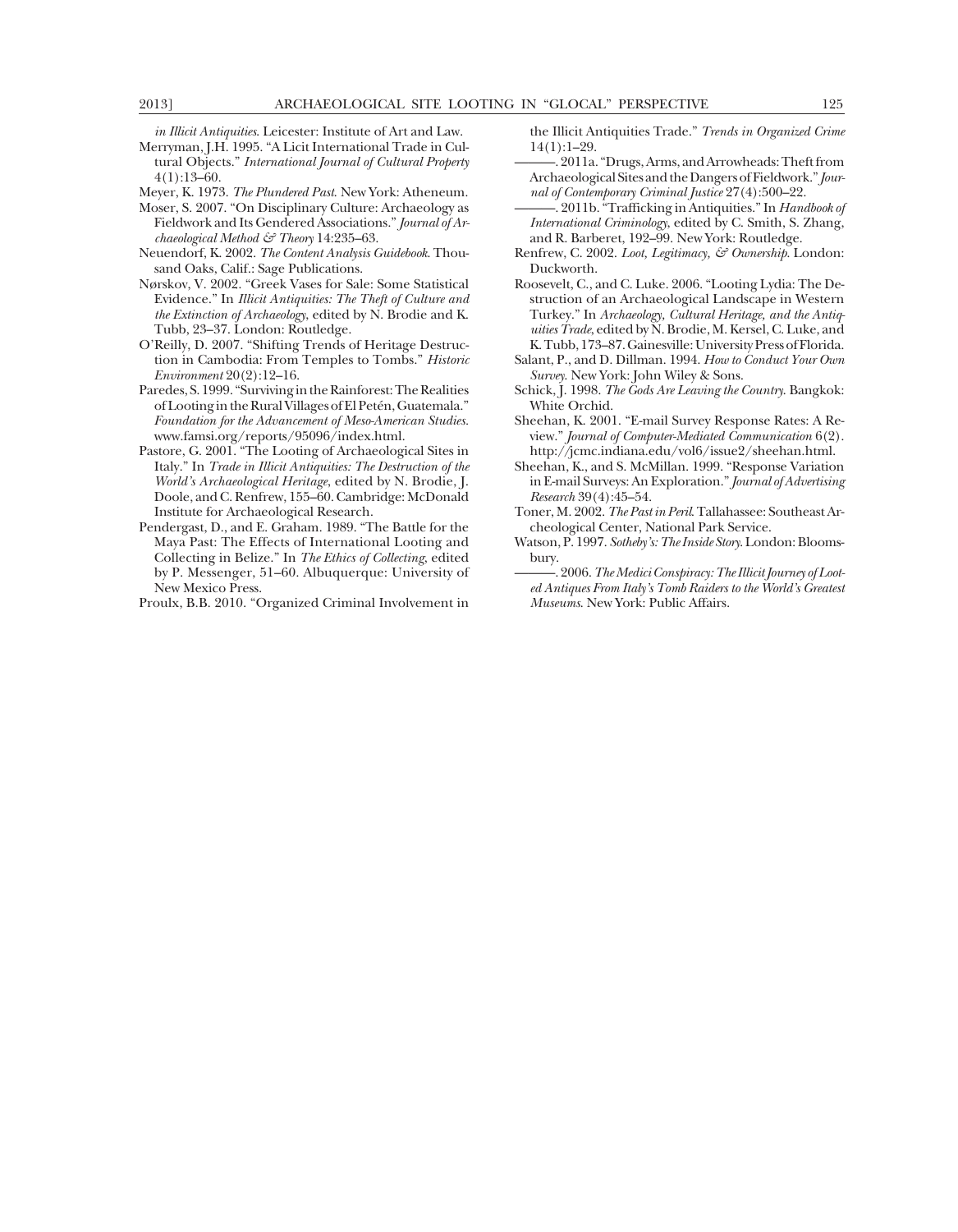*in Illicit Antiquities*. Leicester: Institute of Art and Law.

Merryman, J.H. 1995. "A Licit International Trade in Cultural Objects." *International Journal of Cultural Property* 4(1):13–60.

Meyer, K. 1973. *The Plundered Past*. New York: Atheneum.

Moser, S. 2007. "On Disciplinary Culture: Archaeology as Fieldwork and Its Gendered Associations." *Journal of Archaeological Method & Theory* 14:235–63.

Neuendorf, K. 2002. *The Content Analysis Guidebook*. Thousand Oaks, Calif.: Sage Publications.

Nørskov, V. 2002. "Greek Vases for Sale: Some Statistical Evidence." In *Illicit Antiquities: The Theft of Culture and the Extinction of Archaeology*, edited by N. Brodie and K. Tubb, 23–37. London: Routledge.

O'Reilly, D. 2007. "Shifting Trends of Heritage Destruction in Cambodia: From Temples to Tombs." *Historic Environment* 20(2):12–16.

Paredes, S. 1999. "Surviving in the Rainforest: The Realities of Looting in the Rural Villages of El Petén, Guatemala." *Foundation for the Advancement of Meso-American Studies*. www.famsi.org/reports/95096/index.html.

Pastore, G. 2001. "The Looting of Archaeological Sites in Italy." In *Trade in Illicit Antiquities: The Destruction of the World's Archaeological Heritage*, edited by N. Brodie, J. Doole, and C. Renfrew, 155–60. Cambridge: McDonald Institute for Archaeological Research.

Pendergast, D., and E. Graham. 1989. "The Battle for the Maya Past: The Effects of International Looting and Collecting in Belize." In *The Ethics of Collecting*, edited by P. Messenger, 51–60. Albuquerque: University of New Mexico Press.

Proulx, B.B. 2010. "Organized Criminal Involvement in the Illicit Antiquities Trade." *Trends in Organized Crime* 14(1):1–29.

———. 2011a. "Drugs, Arms, and Arrowheads: Theft from Archaeological Sites and the Dangers of Fieldwork." *Journal of Contemporary Criminal Justice* 27(4):500–22.

———. 2011b. "Trafficking in Antiquities." In *Handbook of International Criminology*, edited by C. Smith, S. Zhang, and R. Barberet, 192–99. New York: Routledge.

Renfrew, C. 2002. *Loot, Legitimacy, & Ownership*. London: Duckworth.

Roosevelt, C., and C. Luke. 2006. "Looting Lydia: The Destruction of an Archaeological Landscape in Western Turkey." In *Archaeology, Cultural Heritage, and the Antiquities Trade*, edited by N. Brodie, M. Kersel, C. Luke, and K. Tubb, 173–87. Gainesville: University Press of Florida.

Salant, P., and D. Dillman. 1994. *How to Conduct Your Own Survey*. New York: John Wiley & Sons.

Schick, J. 1998. *The Gods Are Leaving the Country*. Bangkok: White Orchid.

Sheehan, K. 2001. "E-mail Survey Response Rates: A Review." *Journal of Computer-Mediated Communication* 6(2). http://jcmc.indiana.edu/vol6/issue2/sheehan.html.

Sheehan, K., and S. McMillan. 1999. "Response Variation in E-mail Surveys: An Exploration." *Journal of Advertising Research* 39(4):45–54.

Toner, M. 2002. *The Past in Peril*. Tallahassee: Southeast Archeological Center, National Park Service.

Watson, P. 1997. *Sotheby's: The Inside Story*. London: Bloomsbury.

———. 2006. *The Medici Conspiracy: The Illicit Journey of Looted Antiques From Italy's Tomb Raiders to the World's Greatest Museums*. New York: Public Affairs.